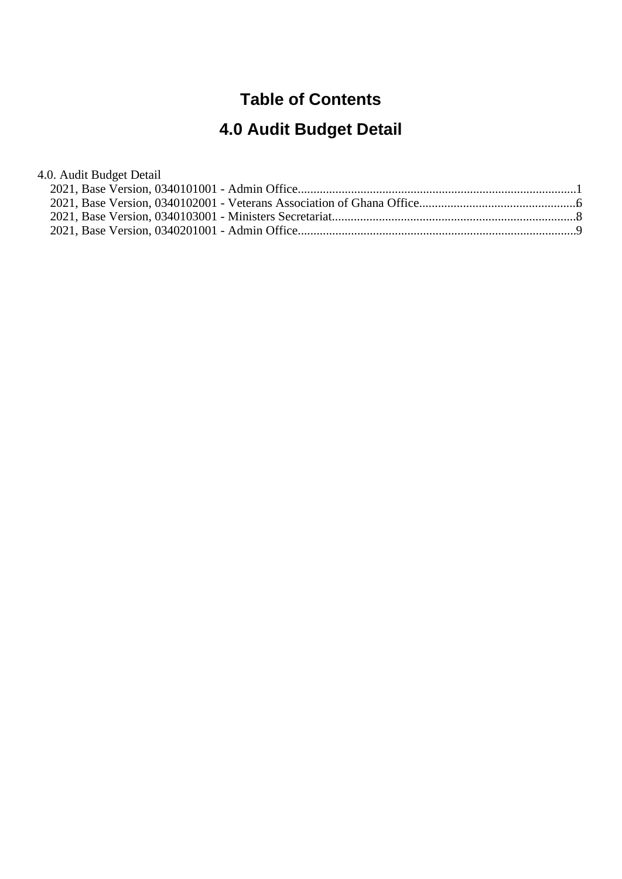# Table of Contents

# 4.0 Audit Budget Detail

4.0. Audit Budget Detail

- 2021, Base Version, 0340101001 - Admin Office........................................................................................1
- 2021, Base Version, 0340102001 - Veterans Association of Ghana Office..................................................6
- 2021, Base Version, 0340103001 - Ministers Secretariat..............................................................................8
- 2021, Base Version, 0340201001 - Admin Office........................................................................................9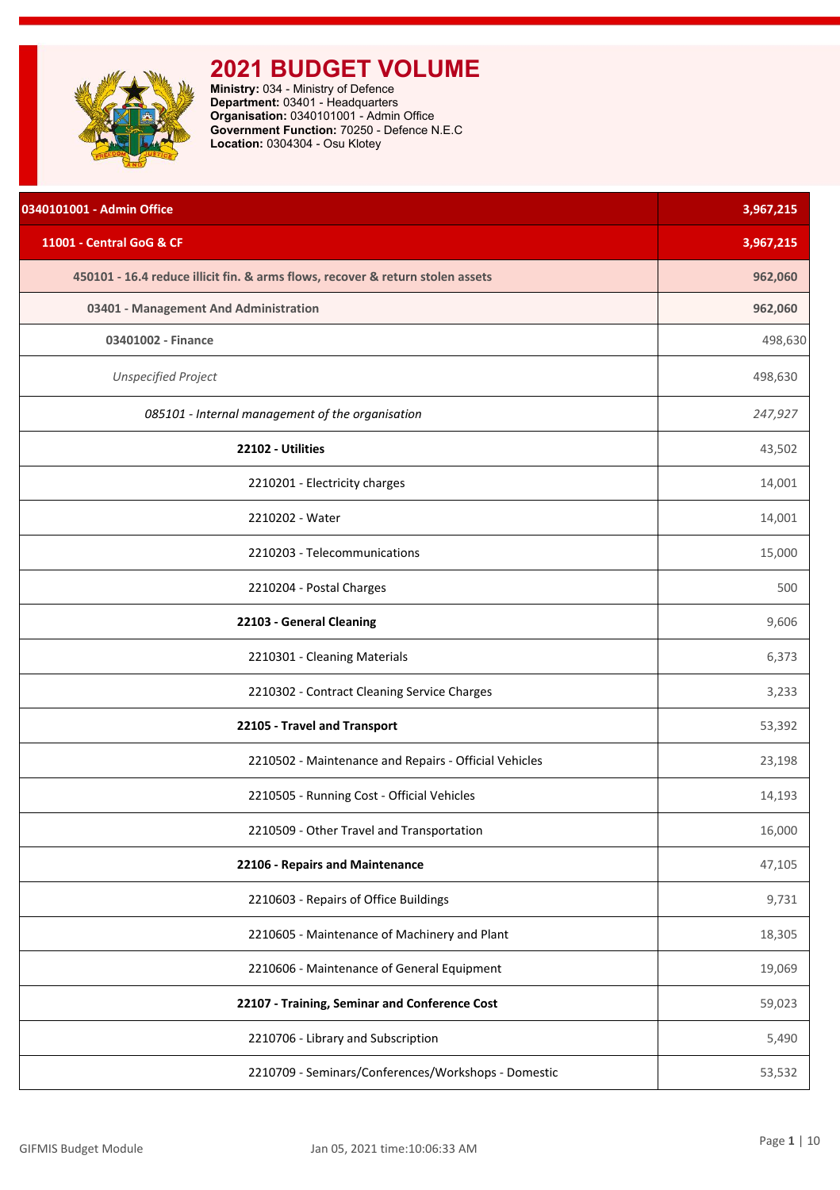# 2021 BUDGET VOLUME

**Ministry:** 034 - Ministry of Defence
**Department:** 03401 - Headquarters
**Organisation:** 0340101001 - Admin Office
**Government Function:** 70250 - Defence N.E.C
**Location:** 0304304 - Osu Klotey

| Item | Amount |
|---|---|
| **0340101001 - Admin Office** | **3,967,215** |
| **11001 - Central GoG & CF** | **3,967,215** |
| **450101 - 16.4 reduce illicit fin. & arms flows, recover & return stolen assets** | **962,060** |
| **03401 - Management And Administration** | **962,060** |
| **03401002 - Finance** | 498,630 |
| *Unspecified Project* | 498,630 |
| *085101 - Internal management of the organisation* | *247,927* |
| **22102 - Utilities** | 43,502 |
| 2210201 - Electricity charges | 14,001 |
| 2210202 - Water | 14,001 |
| 2210203 - Telecommunications | 15,000 |
| 2210204 - Postal Charges | 500 |
| **22103 - General Cleaning** | 9,606 |
| 2210301 - Cleaning Materials | 6,373 |
| 2210302 - Contract Cleaning Service Charges | 3,233 |
| **22105 - Travel and Transport** | 53,392 |
| 2210502 - Maintenance and Repairs - Official Vehicles | 23,198 |
| 2210505 - Running Cost - Official Vehicles | 14,193 |
| 2210509 - Other Travel and Transportation | 16,000 |
| **22106 - Repairs and Maintenance** | 47,105 |
| 2210603 - Repairs of Office Buildings | 9,731 |
| 2210605 - Maintenance of Machinery and Plant | 18,305 |
| 2210606 - Maintenance of General Equipment | 19,069 |
| **22107 - Training, Seminar and Conference Cost** | 59,023 |
| 2210706 - Library and Subscription | 5,490 |
| 2210709 - Seminars/Conferences/Workshops - Domestic | 53,532 |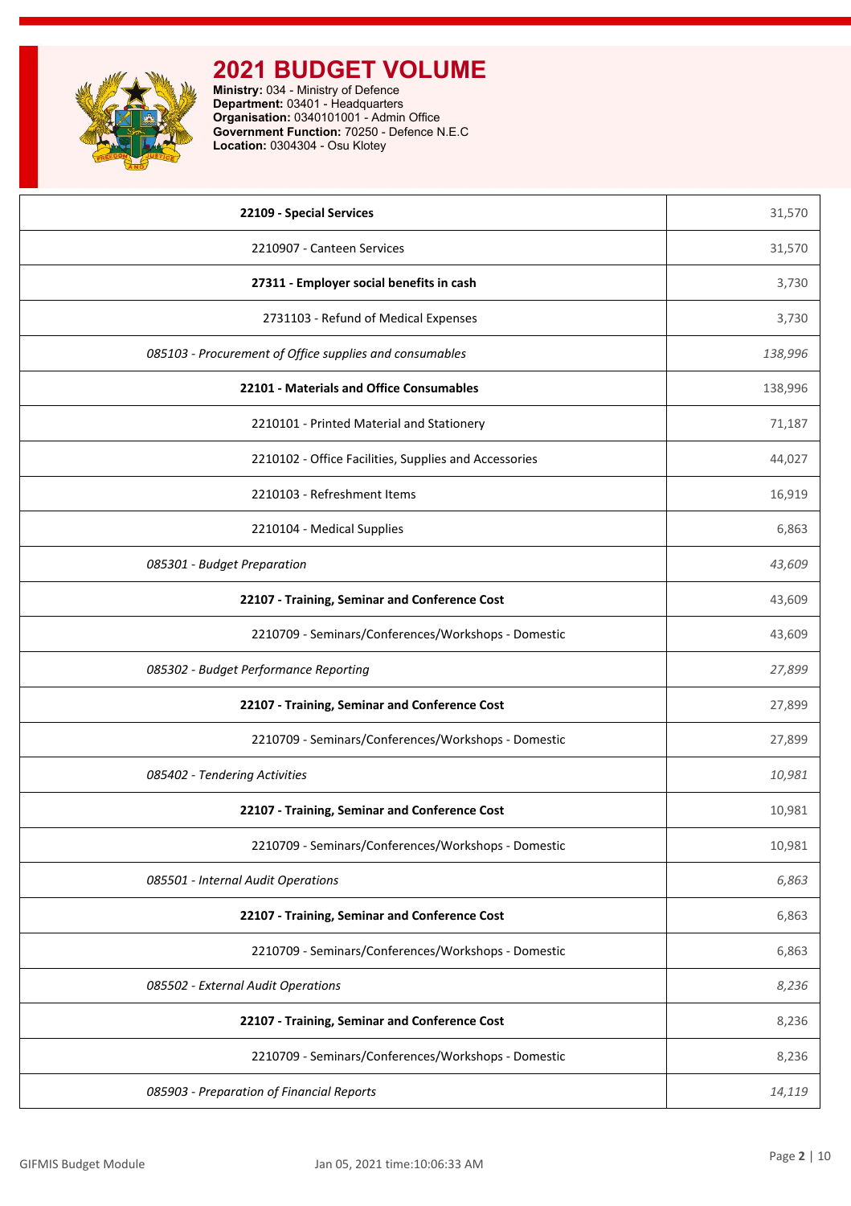# 2021 BUDGET VOLUME

**Ministry:** 034 - Ministry of Defence
**Department:** 03401 - Headquarters
**Organisation:** 0340101001 - Admin Office
**Government Function:** 70250 - Defence N.E.C
**Location:** 0304304 - Osu Klotey

| | |
|---|---|
| **22109 - Special Services** | 31,570 |
| 2210907 - Canteen Services | 31,570 |
| **27311 - Employer social benefits in cash** | 3,730 |
| 2731103 - Refund of Medical Expenses | 3,730 |
| *085103 - Procurement of Office supplies and consumables* | *138,996* |
| **22101 - Materials and Office Consumables** | 138,996 |
| 2210101 - Printed Material and Stationery | 71,187 |
| 2210102 - Office Facilities, Supplies and Accessories | 44,027 |
| 2210103 - Refreshment Items | 16,919 |
| 2210104 - Medical Supplies | 6,863 |
| *085301 - Budget Preparation* | *43,609* |
| **22107 - Training, Seminar and Conference Cost** | 43,609 |
| 2210709 - Seminars/Conferences/Workshops - Domestic | 43,609 |
| *085302 - Budget Performance Reporting* | *27,899* |
| **22107 - Training, Seminar and Conference Cost** | 27,899 |
| 2210709 - Seminars/Conferences/Workshops - Domestic | 27,899 |
| *085402 - Tendering Activities* | *10,981* |
| **22107 - Training, Seminar and Conference Cost** | 10,981 |
| 2210709 - Seminars/Conferences/Workshops - Domestic | 10,981 |
| *085501 - Internal Audit Operations* | *6,863* |
| **22107 - Training, Seminar and Conference Cost** | 6,863 |
| 2210709 - Seminars/Conferences/Workshops - Domestic | 6,863 |
| *085502 - External Audit Operations* | *8,236* |
| **22107 - Training, Seminar and Conference Cost** | 8,236 |
| 2210709 - Seminars/Conferences/Workshops - Domestic | 8,236 |
| *085903 - Preparation of Financial Reports* | *14,119* |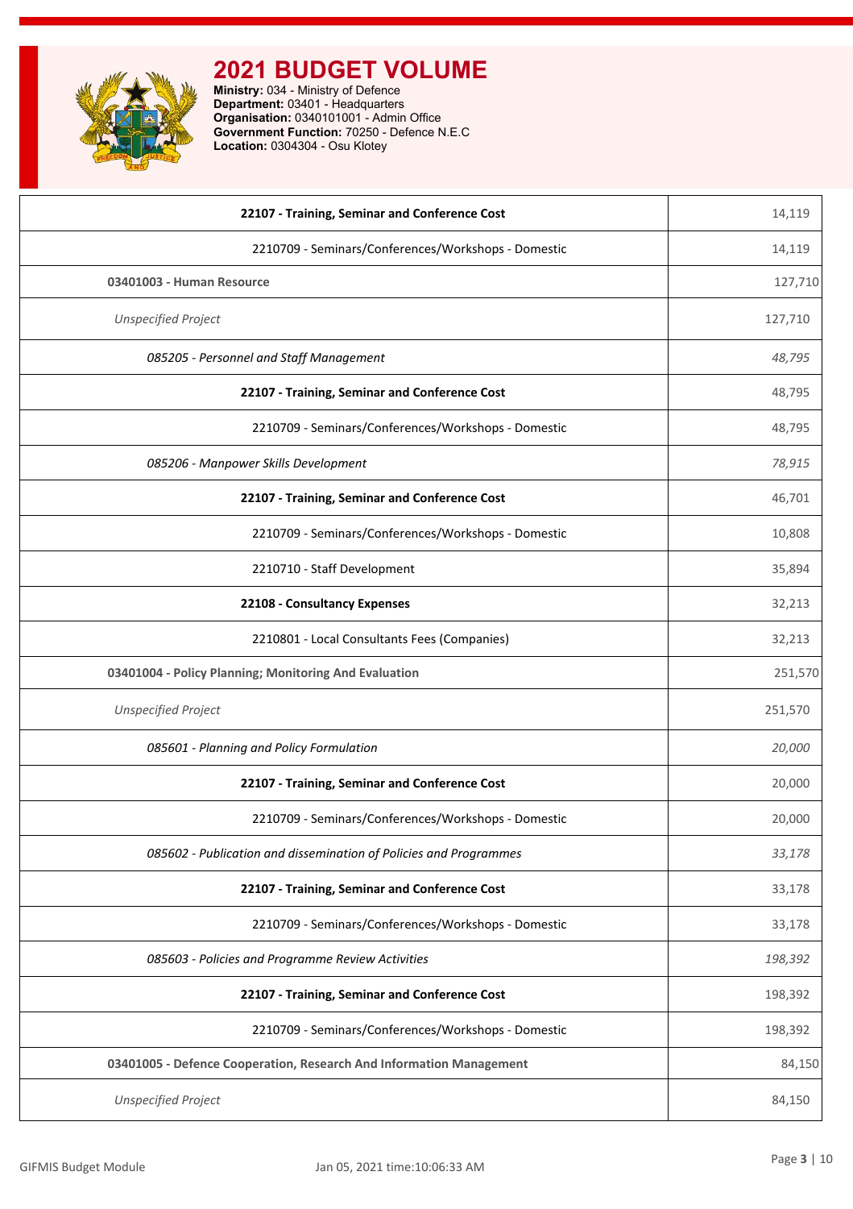# 2021 BUDGET VOLUME

**Ministry:** 034 - Ministry of Defence
**Department:** 03401 - Headquarters
**Organisation:** 0340101001 - Admin Office
**Government Function:** 70250 - Defence N.E.C
**Location:** 0304304 - Osu Klotey

| | |
|---|---|
| **22107 - Training, Seminar and Conference Cost** | 14,119 |
| 2210709 - Seminars/Conferences/Workshops - Domestic | 14,119 |
| **03401003 - Human Resource** | 127,710 |
| *Unspecified Project* | 127,710 |
| *085205 - Personnel and Staff Management* | *48,795* |
| **22107 - Training, Seminar and Conference Cost** | 48,795 |
| 2210709 - Seminars/Conferences/Workshops - Domestic | 48,795 |
| *085206 - Manpower Skills Development* | *78,915* |
| **22107 - Training, Seminar and Conference Cost** | 46,701 |
| 2210709 - Seminars/Conferences/Workshops - Domestic | 10,808 |
| 2210710 - Staff Development | 35,894 |
| **22108 - Consultancy Expenses** | 32,213 |
| 2210801 - Local Consultants Fees (Companies) | 32,213 |
| **03401004 - Policy Planning; Monitoring And Evaluation** | 251,570 |
| *Unspecified Project* | 251,570 |
| *085601 - Planning and Policy Formulation* | *20,000* |
| **22107 - Training, Seminar and Conference Cost** | 20,000 |
| 2210709 - Seminars/Conferences/Workshops - Domestic | 20,000 |
| *085602 - Publication and dissemination of Policies and Programmes* | *33,178* |
| **22107 - Training, Seminar and Conference Cost** | 33,178 |
| 2210709 - Seminars/Conferences/Workshops - Domestic | 33,178 |
| *085603 - Policies and Programme Review Activities* | *198,392* |
| **22107 - Training, Seminar and Conference Cost** | 198,392 |
| 2210709 - Seminars/Conferences/Workshops - Domestic | 198,392 |
| **03401005 - Defence Cooperation, Research And Information Management** | 84,150 |
| *Unspecified Project* | 84,150 |

GIFMIS Budget Module Jan 05, 2021 time:10:06:33 AM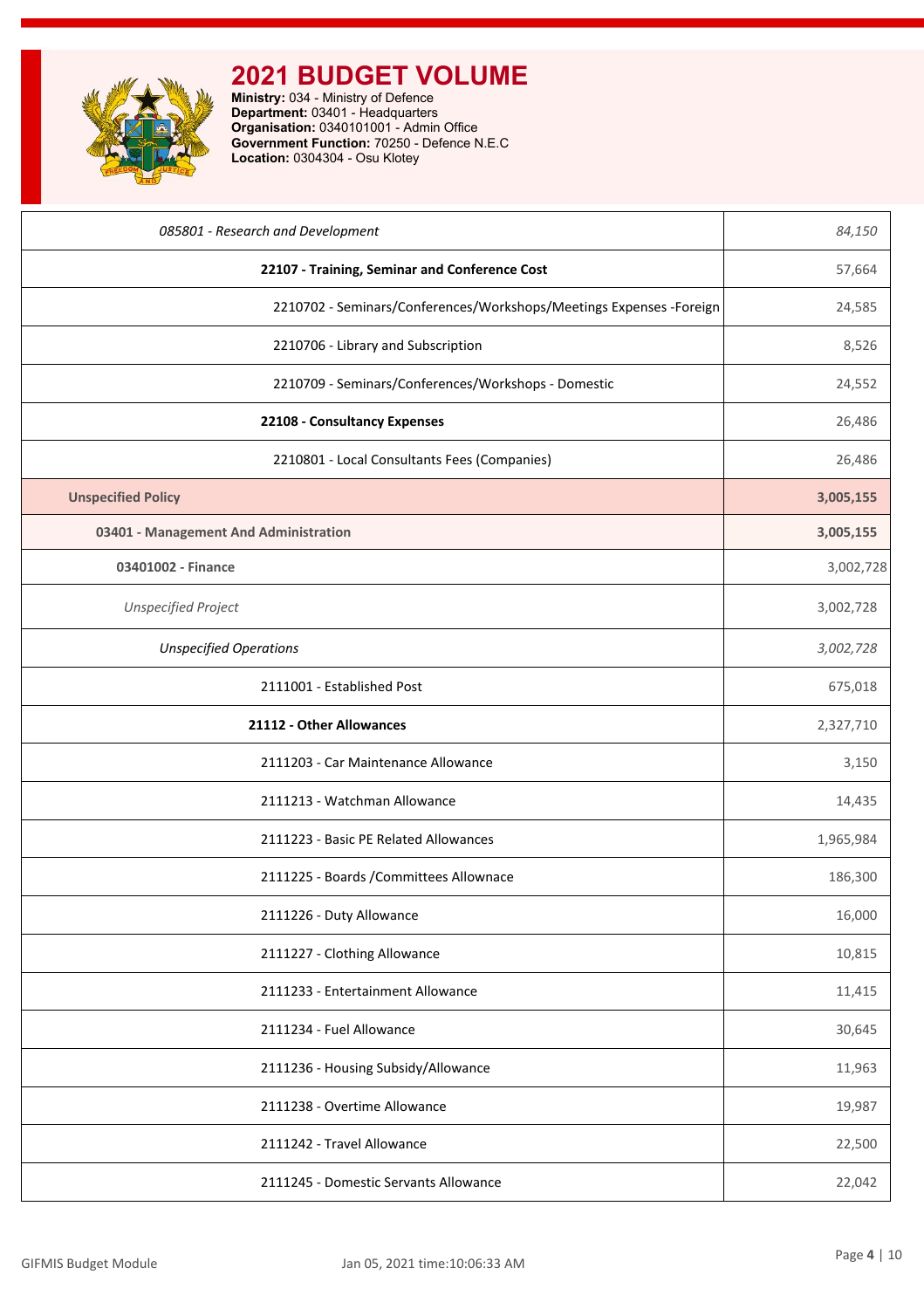# 2021 BUDGET VOLUME

**Ministry:** 034 - Ministry of Defence
**Department:** 03401 - Headquarters
**Organisation:** 0340101001 - Admin Office
**Government Function:** 70250 - Defence N.E.C
**Location:** 0304304 - Osu Klotey

| | |
|---|---|
| *085801 - Research and Development* | *84,150* |
| **22107 - Training, Seminar and Conference Cost** | 57,664 |
| 2210702 - Seminars/Conferences/Workshops/Meetings Expenses -Foreign | 24,585 |
| 2210706 - Library and Subscription | 8,526 |
| 2210709 - Seminars/Conferences/Workshops - Domestic | 24,552 |
| **22108 - Consultancy Expenses** | 26,486 |
| 2210801 - Local Consultants Fees (Companies) | 26,486 |
| **Unspecified Policy** | **3,005,155** |
| **03401 - Management And Administration** | **3,005,155** |
| **03401002 - Finance** | 3,002,728 |
| *Unspecified Project* | 3,002,728 |
| *Unspecified Operations* | *3,002,728* |
| 2111001 - Established Post | 675,018 |
| **21112 - Other Allowances** | 2,327,710 |
| 2111203 - Car Maintenance Allowance | 3,150 |
| 2111213 - Watchman Allowance | 14,435 |
| 2111223 - Basic PE Related Allowances | 1,965,984 |
| 2111225 - Boards /Committees Allownace | 186,300 |
| 2111226 - Duty Allowance | 16,000 |
| 2111227 - Clothing Allowance | 10,815 |
| 2111233 - Entertainment Allowance | 11,415 |
| 2111234 - Fuel Allowance | 30,645 |
| 2111236 - Housing Subsidy/Allowance | 11,963 |
| 2111238 - Overtime Allowance | 19,987 |
| 2111242 - Travel Allowance | 22,500 |
| 2111245 - Domestic Servants Allowance | 22,042 |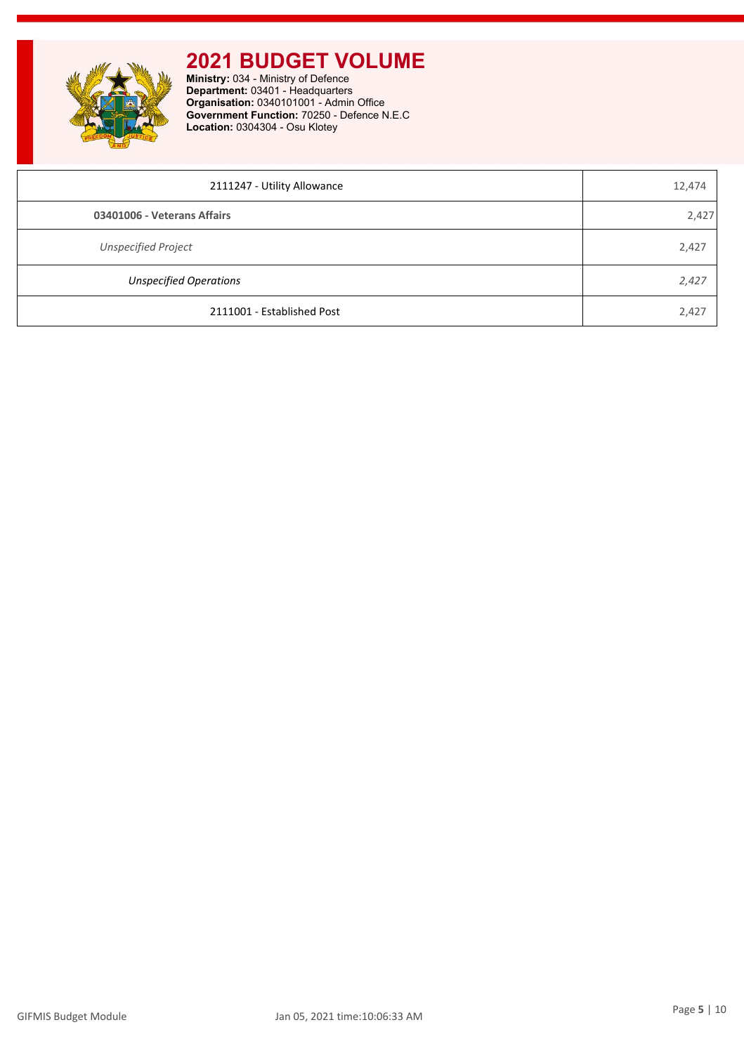# 2021 BUDGET VOLUME

**Ministry:** 034 - Ministry of Defence
**Department:** 03401 - Headquarters
**Organisation:** 0340101001 - Admin Office
**Government Function:** 70250 - Defence N.E.C
**Location:** 0304304 - Osu Klotey

| | |
|---|---|
| 2111247 - Utility Allowance | 12,474 |
| **03401006 - Veterans Affairs** | 2,427 |
| *Unspecified Project* | 2,427 |
| *Unspecified Operations* | *2,427* |
| 2111001 - Established Post | 2,427 |

GIFMIS Budget Module Jan 05, 2021 time:10:06:33 AM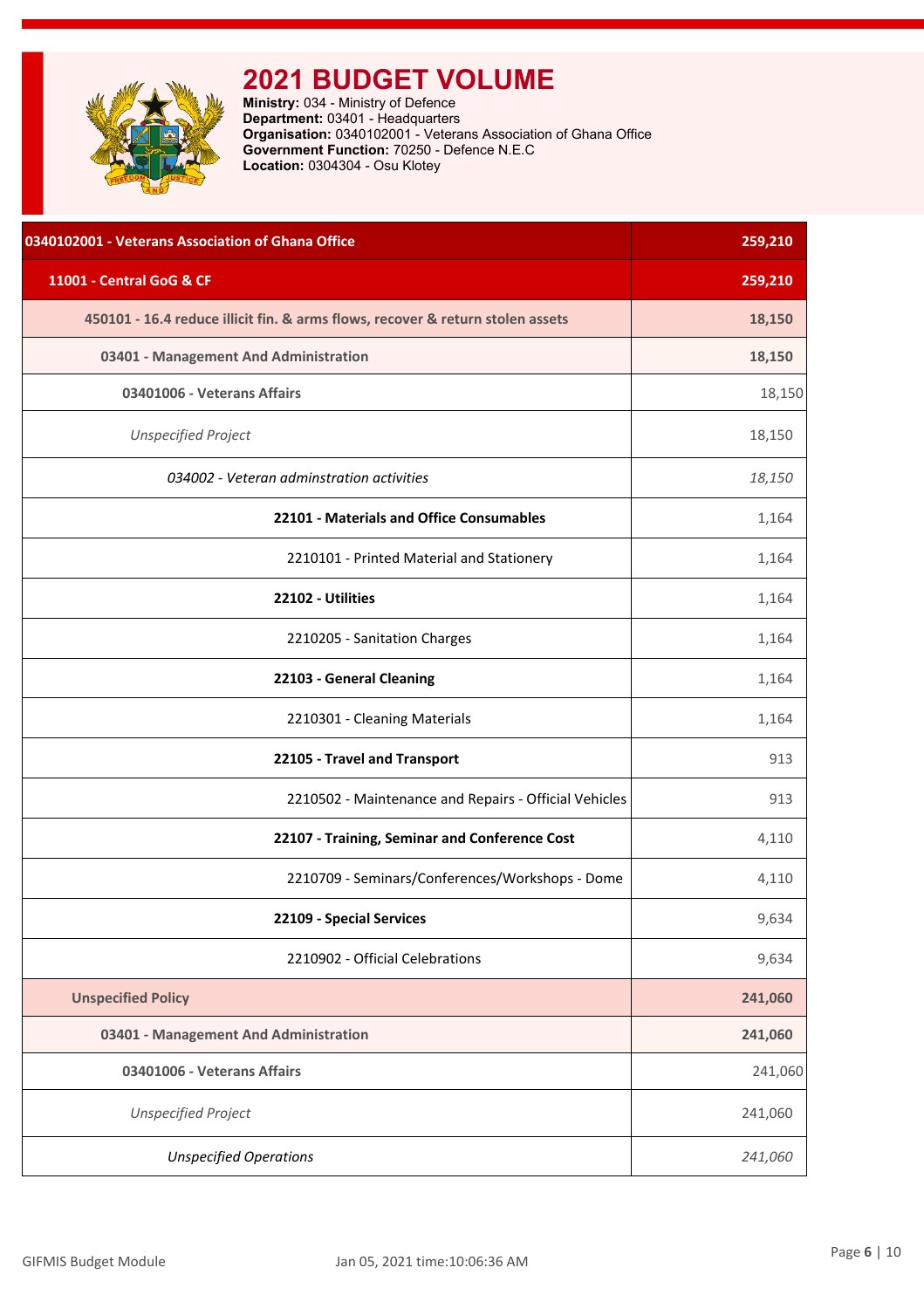# 2021 BUDGET VOLUME

**Ministry:** 034 - Ministry of Defence
**Department:** 03401 - Headquarters
**Organisation:** 0340102001 - Veterans Association of Ghana Office
**Government Function:** 70250 - Defence N.E.C
**Location:** 0304304 - Osu Klotey

| Item | Amount |
|---|---|
| **0340102001 - Veterans Association of Ghana Office** | **259,210** |
| **11001 - Central GoG & CF** | **259,210** |
| **450101 - 16.4 reduce illicit fin. & arms flows, recover & return stolen assets** | **18,150** |
| **03401 - Management And Administration** | **18,150** |
| **03401006 - Veterans Affairs** | 18,150 |
| *Unspecified Project* | 18,150 |
| *034002 - Veteran adminstration activities* | *18,150* |
| **22101 - Materials and Office Consumables** | 1,164 |
| 2210101 - Printed Material and Stationery | 1,164 |
| **22102 - Utilities** | 1,164 |
| 2210205 - Sanitation Charges | 1,164 |
| **22103 - General Cleaning** | 1,164 |
| 2210301 - Cleaning Materials | 1,164 |
| **22105 - Travel and Transport** | 913 |
| 2210502 - Maintenance and Repairs - Official Vehicles | 913 |
| **22107 - Training, Seminar and Conference Cost** | 4,110 |
| 2210709 - Seminars/Conferences/Workshops - Dome | 4,110 |
| **22109 - Special Services** | 9,634 |
| 2210902 - Official Celebrations | 9,634 |
| **Unspecified Policy** | **241,060** |
| **03401 - Management And Administration** | **241,060** |
| **03401006 - Veterans Affairs** | 241,060 |
| *Unspecified Project* | 241,060 |
| *Unspecified Operations* | *241,060* |

GIFMIS Budget Module Jan 05, 2021 time:10:06:36 AM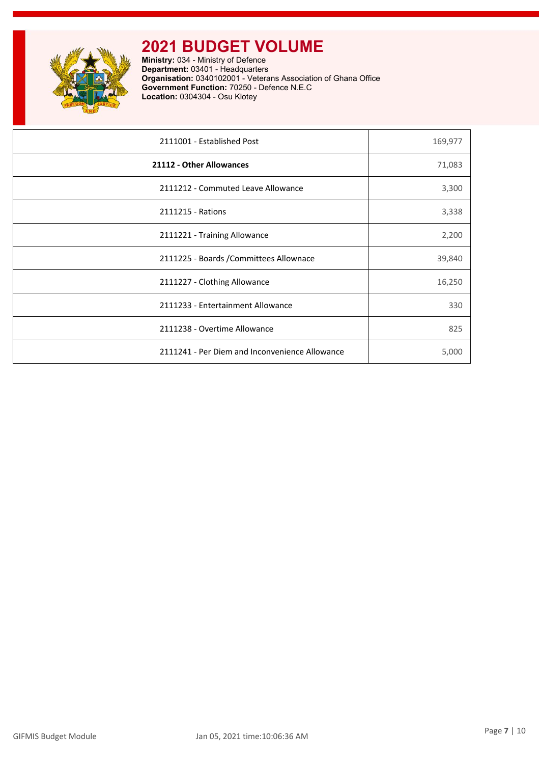# 2021 BUDGET VOLUME

**Ministry:** 034 - Ministry of Defence
**Department:** 03401 - Headquarters
**Organisation:** 0340102001 - Veterans Association of Ghana Office
**Government Function:** 70250 - Defence N.E.C
**Location:** 0304304 - Osu Klotey

| | |
|---|---|
| 2111001 - Established Post | 169,977 |
| **21112 - Other Allowances** | 71,083 |
| 2111212 - Commuted Leave Allowance | 3,300 |
| 2111215 - Rations | 3,338 |
| 2111221 - Training Allowance | 2,200 |
| 2111225 - Boards /Committees Allownace | 39,840 |
| 2111227 - Clothing Allowance | 16,250 |
| 2111233 - Entertainment Allowance | 330 |
| 2111238 - Overtime Allowance | 825 |
| 2111241 - Per Diem and Inconvenience Allowance | 5,000 |

GIFMIS Budget Module Jan 05, 2021 time:10:06:36 AM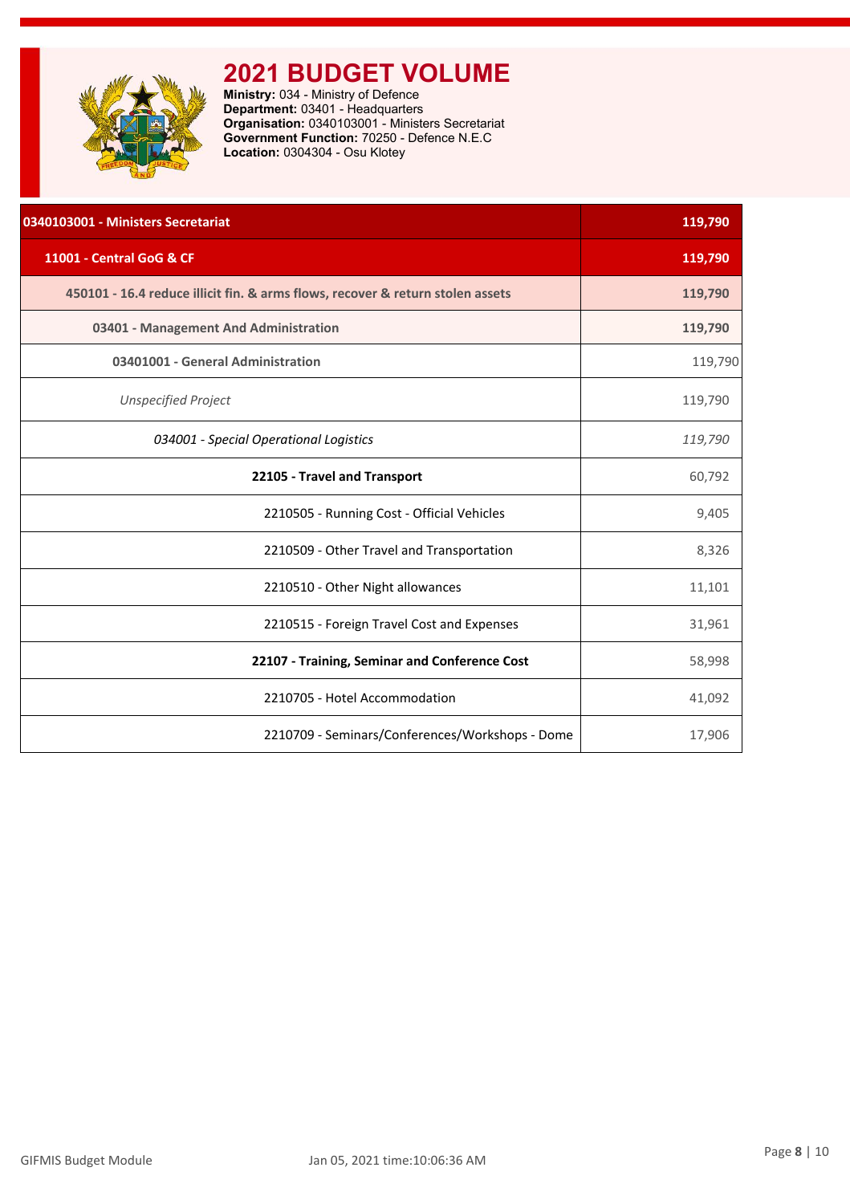# 2021 BUDGET VOLUME

**Ministry:** 034 - Ministry of Defence
**Department:** 03401 - Headquarters
**Organisation:** 0340103001 - Ministers Secretariat
**Government Function:** 70250 - Defence N.E.C
**Location:** 0304304 - Osu Klotey

| 0340103001 - Ministers Secretariat | 119,790 |
|---|---|
| 11001 - Central GoG & CF | 119,790 |
| 450101 - 16.4 reduce illicit fin. & arms flows, recover & return stolen assets | 119,790 |
| 03401 - Management And Administration | 119,790 |
| 03401001 - General Administration | 119,790 |
| *Unspecified Project* | 119,790 |
| *034001 - Special Operational Logistics* | *119,790* |
| **22105 - Travel and Transport** | 60,792 |
| 2210505 - Running Cost - Official Vehicles | 9,405 |
| 2210509 - Other Travel and Transportation | 8,326 |
| 2210510 - Other Night allowances | 11,101 |
| 2210515 - Foreign Travel Cost and Expenses | 31,961 |
| **22107 - Training, Seminar and Conference Cost** | 58,998 |
| 2210705 - Hotel Accommodation | 41,092 |
| 2210709 - Seminars/Conferences/Workshops - Dome | 17,906 |

GIFMIS Budget Module Jan 05, 2021 time:10:06:36 AM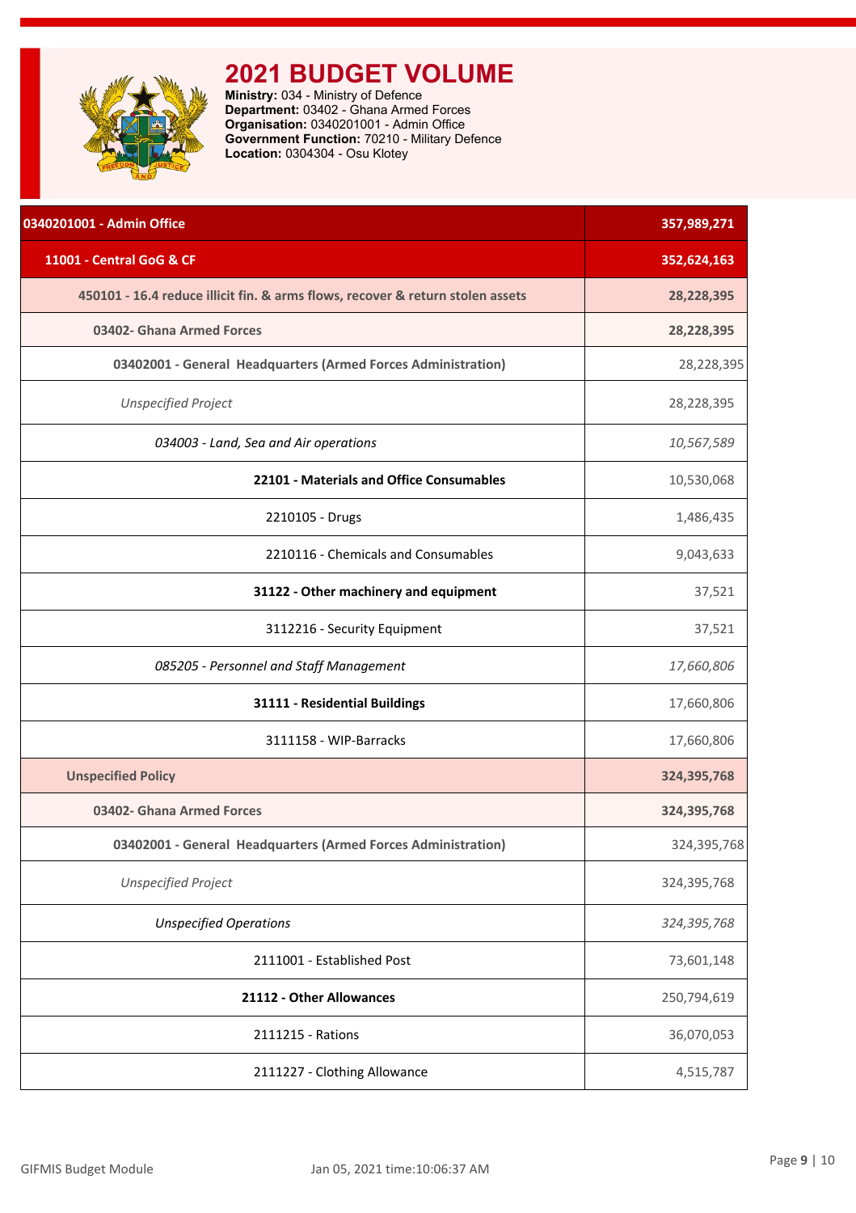# 2021 BUDGET VOLUME

**Ministry:** 034 - Ministry of Defence
**Department:** 03402 - Ghana Armed Forces
**Organisation:** 0340201001 - Admin Office
**Government Function:** 70210 - Military Defence
**Location:** 0304304 - Osu Klotey

| 0340201001 - Admin Office | 357,989,271 |
|---|---|
| **11001 - Central GoG & CF** | **352,624,163** |
| **450101 - 16.4 reduce illicit fin. & arms flows, recover & return stolen assets** | **28,228,395** |
| **03402- Ghana Armed Forces** | **28,228,395** |
| **03402001 - General Headquarters (Armed Forces Administration)** | 28,228,395 |
| *Unspecified Project* | 28,228,395 |
| *034003 - Land, Sea and Air operations* | *10,567,589* |
| **22101 - Materials and Office Consumables** | 10,530,068 |
| 2210105 - Drugs | 1,486,435 |
| 2210116 - Chemicals and Consumables | 9,043,633 |
| **31122 - Other machinery and equipment** | 37,521 |
| 3112216 - Security Equipment | 37,521 |
| *085205 - Personnel and Staff Management* | *17,660,806* |
| **31111 - Residential Buildings** | 17,660,806 |
| 3111158 - WIP-Barracks | 17,660,806 |
| **Unspecified Policy** | **324,395,768** |
| **03402- Ghana Armed Forces** | **324,395,768** |
| **03402001 - General Headquarters (Armed Forces Administration)** | 324,395,768 |
| *Unspecified Project* | 324,395,768 |
| *Unspecified Operations* | *324,395,768* |
| 2111001 - Established Post | 73,601,148 |
| **21112 - Other Allowances** | 250,794,619 |
| 2111215 - Rations | 36,070,053 |
| 2111227 - Clothing Allowance | 4,515,787 |

GIFMIS Budget Module Jan 05, 2021 time:10:06:37 AM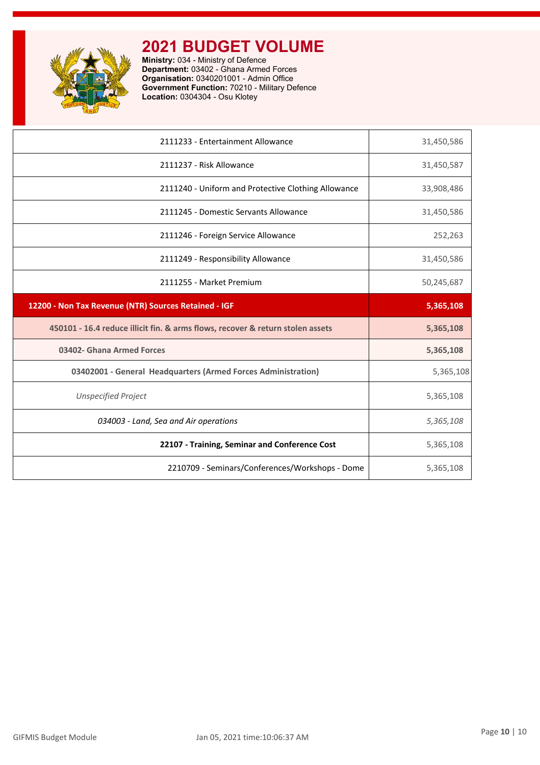# 2021 BUDGET VOLUME

**Ministry:** 034 - Ministry of Defence
**Department:** 03402 - Ghana Armed Forces
**Organisation:** 0340201001 - Admin Office
**Government Function:** 70210 - Military Defence
**Location:** 0304304 - Osu Klotey

| | |
|---|---|
| 2111233 - Entertainment Allowance | 31,450,586 |
| 2111237 - Risk Allowance | 31,450,587 |
| 2111240 - Uniform and Protective Clothing Allowance | 33,908,486 |
| 2111245 - Domestic Servants Allowance | 31,450,586 |
| 2111246 - Foreign Service Allowance | 252,263 |
| 2111249 - Responsibility Allowance | 31,450,586 |
| 2111255 - Market Premium | 50,245,687 |
| **12200 - Non Tax Revenue (NTR) Sources Retained - IGF** | **5,365,108** |
| **450101 - 16.4 reduce illicit fin. & arms flows, recover & return stolen assets** | **5,365,108** |
| **03402- Ghana Armed Forces** | **5,365,108** |
| **03402001 - General Headquarters (Armed Forces Administration)** | 5,365,108 |
| *Unspecified Project* | 5,365,108 |
| *034003 - Land, Sea and Air operations* | *5,365,108* |
| **22107 - Training, Seminar and Conference Cost** | 5,365,108 |
| 2210709 - Seminars/Conferences/Workshops - Dome | 5,365,108 |

GIFMIS Budget Module Jan 05, 2021 time:10:06:37 AM